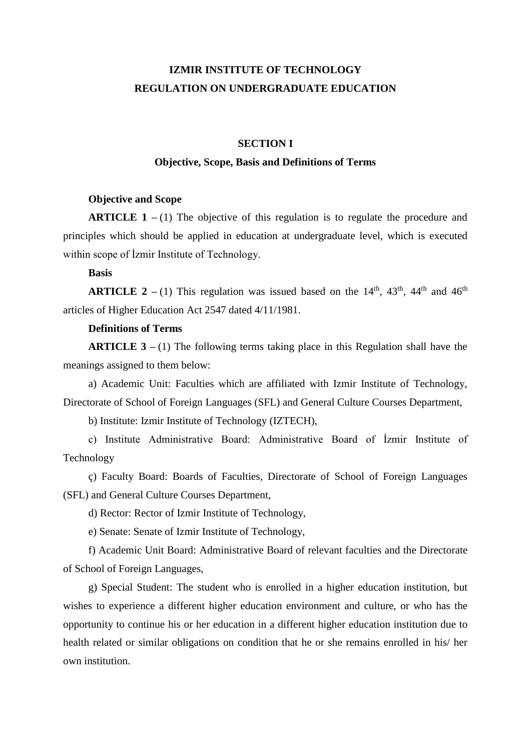# IZMIR INSTITUTE OF TECHNOLOGY
# REGULATION ON UNDERGRADUATE EDUCATION

## SECTION I

### Objective, Scope, Basis and Definitions of Terms

**Objective and Scope**

**ARTICLE 1 –** (1) The objective of this regulation is to regulate the procedure and principles which should be applied in education at undergraduate level, which is executed within scope of İzmir Institute of Technology.

**Basis**

**ARTICLE 2 –** (1) This regulation was issued based on the 14th, 43th, 44th and 46th articles of Higher Education Act 2547 dated 4/11/1981.

**Definitions of Terms**

**ARTICLE 3 –** (1) The following terms taking place in this Regulation shall have the meanings assigned to them below:

a) Academic Unit: Faculties which are affiliated with Izmir Institute of Technology, Directorate of School of Foreign Languages (SFL) and General Culture Courses Department,

b) Institute: Izmir Institute of Technology (IZTECH),

c) Institute Administrative Board: Administrative Board of İzmir Institute of Technology

ç) Faculty Board: Boards of Faculties, Directorate of School of Foreign Languages (SFL) and General Culture Courses Department,

d) Rector: Rector of Izmir Institute of Technology,

e) Senate: Senate of Izmir Institute of Technology,

f) Academic Unit Board: Administrative Board of relevant faculties and the Directorate of School of Foreign Languages,

g) Special Student: The student who is enrolled in a higher education institution, but wishes to experience a different higher education environment and culture, or who has the opportunity to continue his or her education in a different higher education institution due to health related or similar obligations on condition that he or she remains enrolled in his/ her own institution.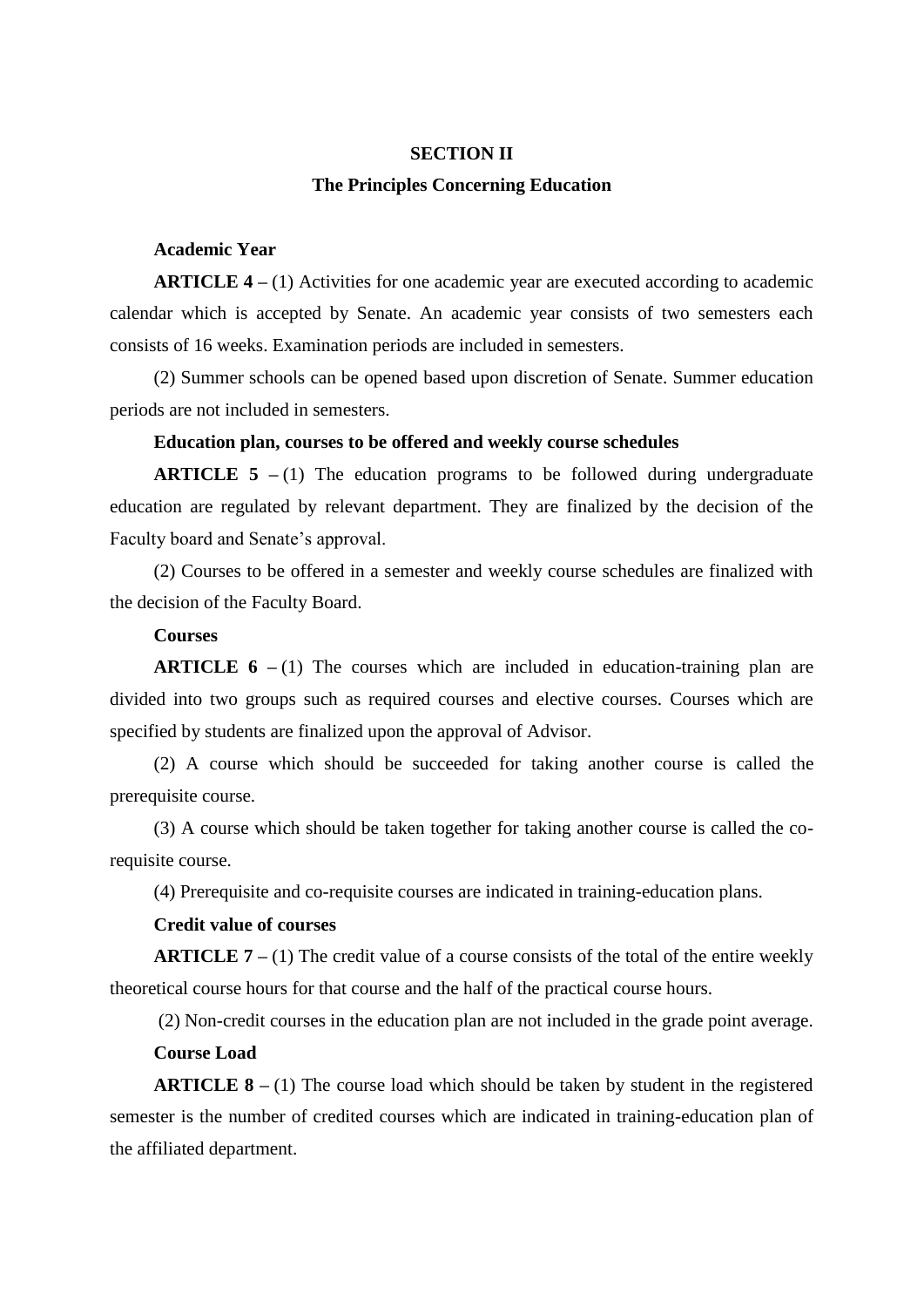## SECTION II

## The Principles Concerning Education

**Academic Year**

**ARTICLE 4 –** (1) Activities for one academic year are executed according to academic calendar which is accepted by Senate. An academic year consists of two semesters each consists of 16 weeks. Examination periods are included in semesters.

(2) Summer schools can be opened based upon discretion of Senate. Summer education periods are not included in semesters.

**Education plan, courses to be offered and weekly course schedules**

**ARTICLE 5 –** (1) The education programs to be followed during undergraduate education are regulated by relevant department. They are finalized by the decision of the Faculty board and Senate's approval.

(2) Courses to be offered in a semester and weekly course schedules are finalized with the decision of the Faculty Board.

**Courses**

**ARTICLE 6 –** (1) The courses which are included in education-training plan are divided into two groups such as required courses and elective courses. Courses which are specified by students are finalized upon the approval of Advisor.

(2) A course which should be succeeded for taking another course is called the prerequisite course.

(3) A course which should be taken together for taking another course is called the co-requisite course.

(4) Prerequisite and co-requisite courses are indicated in training-education plans.

**Credit value of courses**

**ARTICLE 7 –** (1) The credit value of a course consists of the total of the entire weekly theoretical course hours for that course and the half of the practical course hours.

(2) Non-credit courses in the education plan are not included in the grade point average.

**Course Load**

**ARTICLE 8 –** (1) The course load which should be taken by student in the registered semester is the number of credited courses which are indicated in training-education plan of the affiliated department.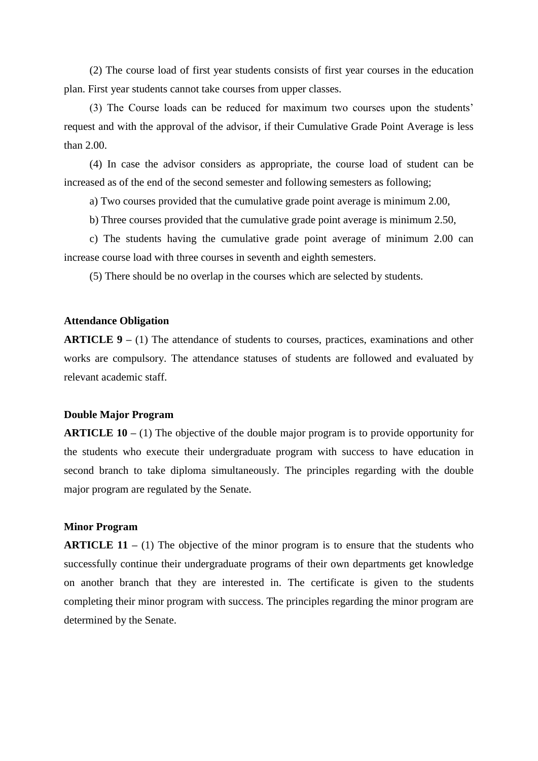(2) The course load of first year students consists of first year courses in the education plan. First year students cannot take courses from upper classes.

(3) The Course loads can be reduced for maximum two courses upon the students' request and with the approval of the advisor, if their Cumulative Grade Point Average is less than 2.00.

(4) In case the advisor considers as appropriate, the course load of student can be increased as of the end of the second semester and following semesters as following;

a) Two courses provided that the cumulative grade point average is minimum 2.00,

b) Three courses provided that the cumulative grade point average is minimum 2.50,

c) The students having the cumulative grade point average of minimum 2.00 can increase course load with three courses in seventh and eighth semesters.

(5) There should be no overlap in the courses which are selected by students.

**Attendance Obligation**

**ARTICLE 9 –** (1) The attendance of students to courses, practices, examinations and other works are compulsory. The attendance statuses of students are followed and evaluated by relevant academic staff.

**Double Major Program**

**ARTICLE 10 –** (1) The objective of the double major program is to provide opportunity for the students who execute their undergraduate program with success to have education in second branch to take diploma simultaneously. The principles regarding with the double major program are regulated by the Senate.

**Minor Program**

**ARTICLE 11 –** (1) The objective of the minor program is to ensure that the students who successfully continue their undergraduate programs of their own departments get knowledge on another branch that they are interested in. The certificate is given to the students completing their minor program with success. The principles regarding the minor program are determined by the Senate.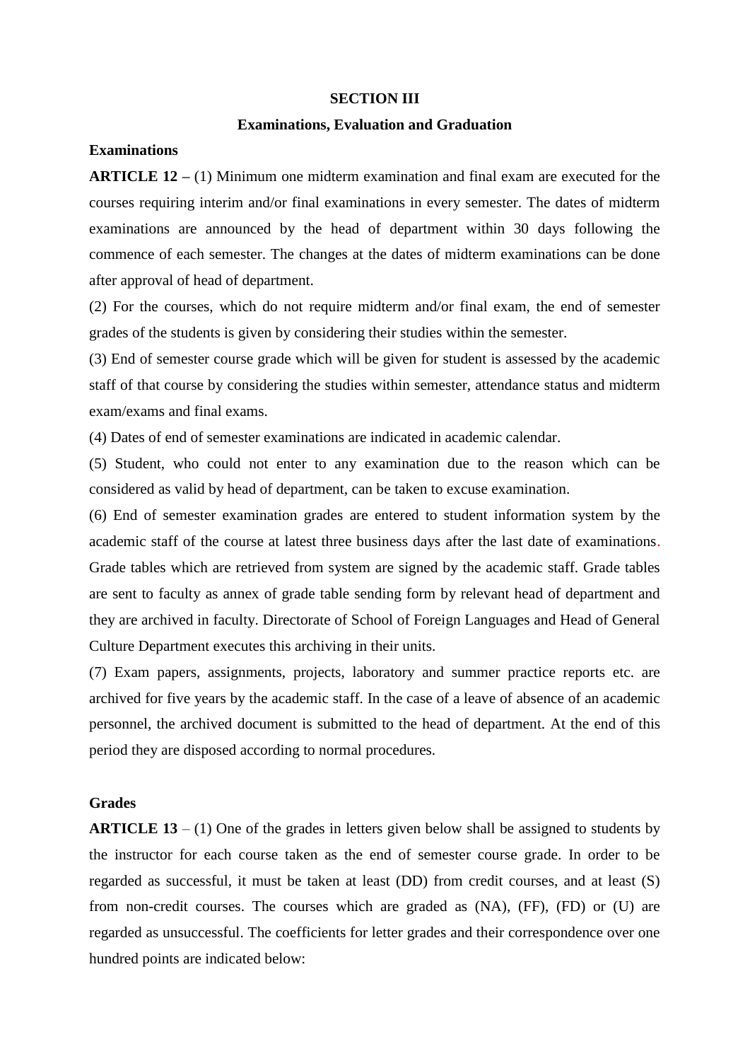## SECTION III

## Examinations, Evaluation and Graduation

### Examinations

**ARTICLE 12 –** (1) Minimum one midterm examination and final exam are executed for the courses requiring interim and/or final examinations in every semester. The dates of midterm examinations are announced by the head of department within 30 days following the commence of each semester. The changes at the dates of midterm examinations can be done after approval of head of department.

(2) For the courses, which do not require midterm and/or final exam, the end of semester grades of the students is given by considering their studies within the semester.

(3) End of semester course grade which will be given for student is assessed by the academic staff of that course by considering the studies within semester, attendance status and midterm exam/exams and final exams.

(4) Dates of end of semester examinations are indicated in academic calendar.

(5) Student, who could not enter to any examination due to the reason which can be considered as valid by head of department, can be taken to excuse examination.

(6) End of semester examination grades are entered to student information system by the academic staff of the course at latest three business days after the last date of examinations. Grade tables which are retrieved from system are signed by the academic staff. Grade tables are sent to faculty as annex of grade table sending form by relevant head of department and they are archived in faculty. Directorate of School of Foreign Languages and Head of General Culture Department executes this archiving in their units.

(7) Exam papers, assignments, projects, laboratory and summer practice reports etc. are archived for five years by the academic staff. In the case of a leave of absence of an academic personnel, the archived document is submitted to the head of department. At the end of this period they are disposed according to normal procedures.

### Grades

**ARTICLE 13** – (1) One of the grades in letters given below shall be assigned to students by the instructor for each course taken as the end of semester course grade. In order to be regarded as successful, it must be taken at least (DD) from credit courses, and at least (S) from non-credit courses. The courses which are graded as (NA), (FF), (FD) or (U) are regarded as unsuccessful. The coefficients for letter grades and their correspondence over one hundred points are indicated below: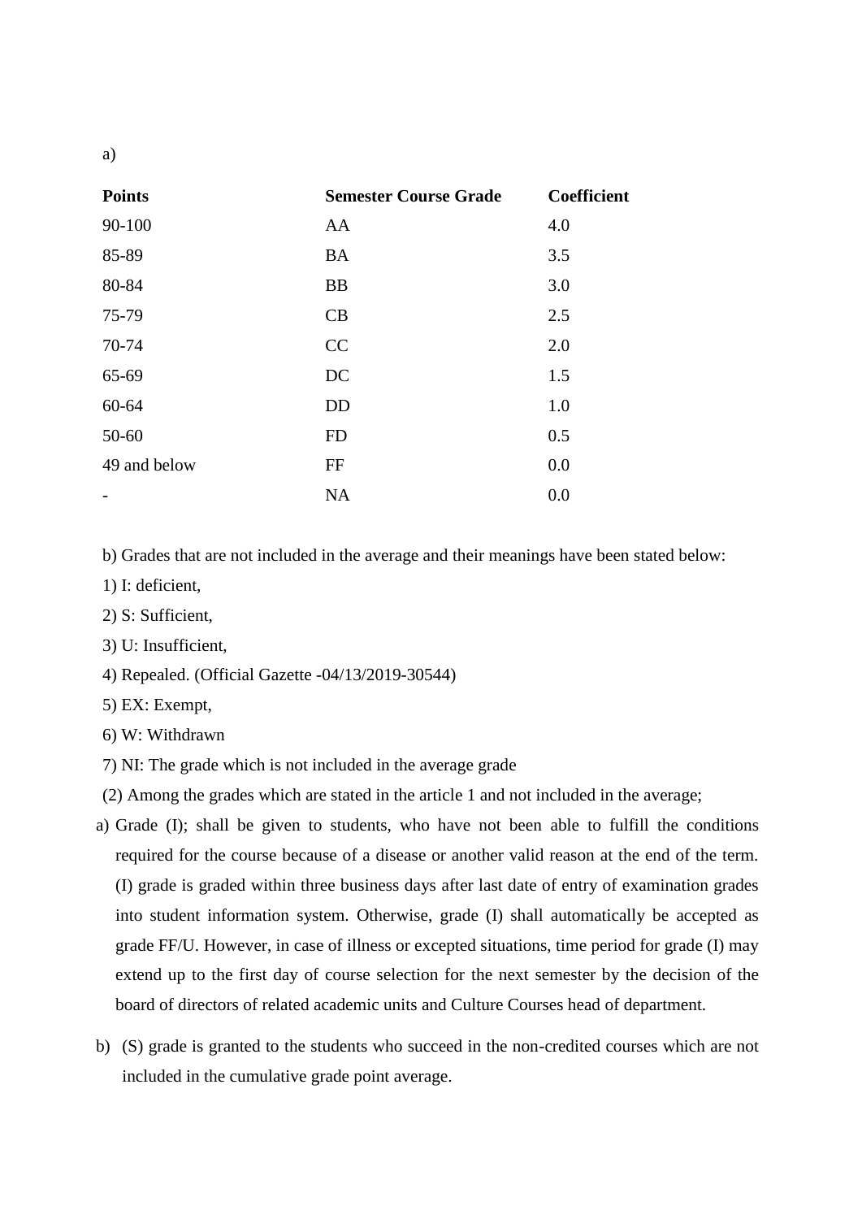a)

| Points | Semester Course Grade | Coefficient |
|---|---|---|
| 90-100 | AA | 4.0 |
| 85-89 | BA | 3.5 |
| 80-84 | BB | 3.0 |
| 75-79 | CB | 2.5 |
| 70-74 | CC | 2.0 |
| 65-69 | DC | 1.5 |
| 60-64 | DD | 1.0 |
| 50-60 | FD | 0.5 |
| 49 and below | FF | 0.0 |
| - | NA | 0.0 |

b) Grades that are not included in the average and their meanings have been stated below:

1) I: deficient,

2) S: Sufficient,

3) U: Insufficient,

4) Repealed. (Official Gazette -04/13/2019-30544)

5) EX: Exempt,

6) W: Withdrawn

7) NI: The grade which is not included in the average grade

(2) Among the grades which are stated in the article 1 and not included in the average;

a) Grade (I); shall be given to students, who have not been able to fulfill the conditions required for the course because of a disease or another valid reason at the end of the term. (I) grade is graded within three business days after last date of entry of examination grades into student information system. Otherwise, grade (I) shall automatically be accepted as grade FF/U. However, in case of illness or excepted situations, time period for grade (I) may extend up to the first day of course selection for the next semester by the decision of the board of directors of related academic units and Culture Courses head of department.

b) (S) grade is granted to the students who succeed in the non-credited courses which are not included in the cumulative grade point average.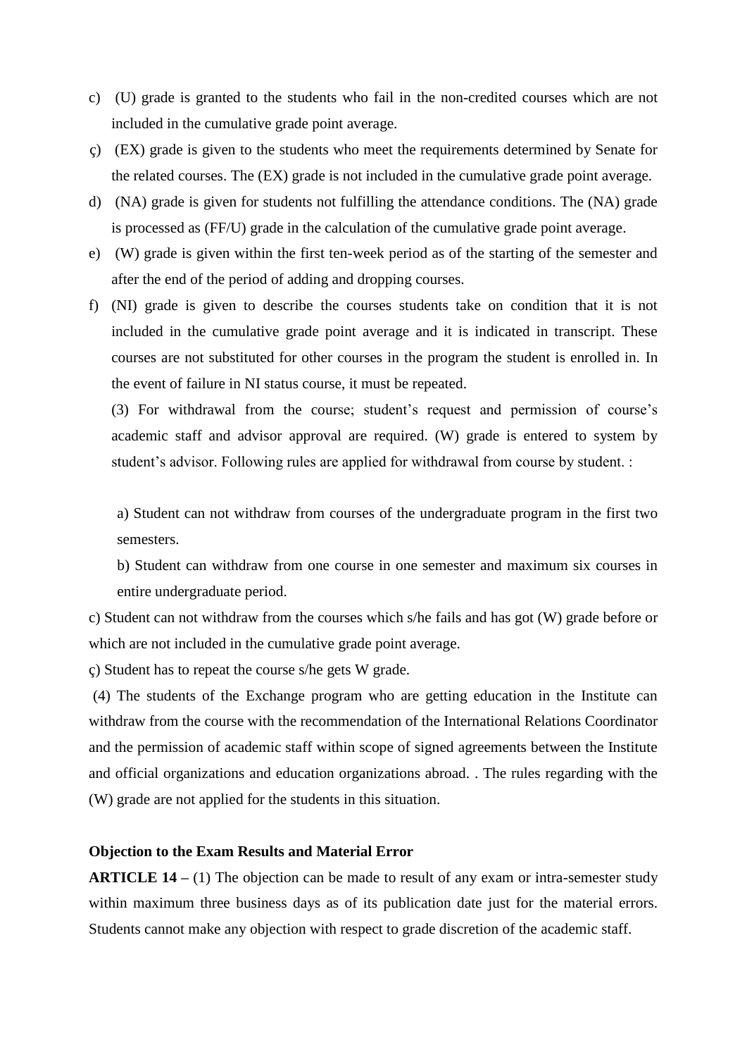c) (U) grade is granted to the students who fail in the non-credited courses which are not included in the cumulative grade point average.

ç) (EX) grade is given to the students who meet the requirements determined by Senate for the related courses. The (EX) grade is not included in the cumulative grade point average.

d) (NA) grade is given for students not fulfilling the attendance conditions. The (NA) grade is processed as (FF/U) grade in the calculation of the cumulative grade point average.

e) (W) grade is given within the first ten-week period as of the starting of the semester and after the end of the period of adding and dropping courses.

f) (NI) grade is given to describe the courses students take on condition that it is not included in the cumulative grade point average and it is indicated in transcript. These courses are not substituted for other courses in the program the student is enrolled in. In the event of failure in NI status course, it must be repeated.

(3) For withdrawal from the course; student's request and permission of course's academic staff and advisor approval are required. (W) grade is entered to system by student's advisor. Following rules are applied for withdrawal from course by student. :

a) Student can not withdraw from courses of the undergraduate program in the first two semesters.

b) Student can withdraw from one course in one semester and maximum six courses in entire undergraduate period.

c) Student can not withdraw from the courses which s/he fails and has got (W) grade before or which are not included in the cumulative grade point average.

ç) Student has to repeat the course s/he gets W grade.

(4) The students of the Exchange program who are getting education in the Institute can withdraw from the course with the recommendation of the International Relations Coordinator and the permission of academic staff within scope of signed agreements between the Institute and official organizations and education organizations abroad. . The rules regarding with the (W) grade are not applied for the students in this situation.

**Objection to the Exam Results and Material Error**

**ARTICLE 14 –** (1) The objection can be made to result of any exam or intra-semester study within maximum three business days as of its publication date just for the material errors. Students cannot make any objection with respect to grade discretion of the academic staff.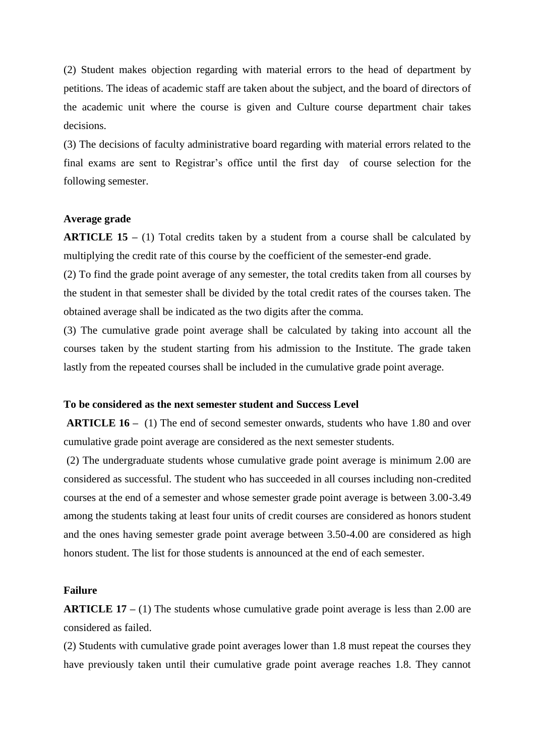(2) Student makes objection regarding with material errors to the head of department by petitions. The ideas of academic staff are taken about the subject, and the board of directors of the academic unit where the course is given and Culture course department chair takes decisions.

(3) The decisions of faculty administrative board regarding with material errors related to the final exams are sent to Registrar's office until the first day of course selection for the following semester.

**Average grade**

**ARTICLE 15 –** (1) Total credits taken by a student from a course shall be calculated by multiplying the credit rate of this course by the coefficient of the semester-end grade.

(2) To find the grade point average of any semester, the total credits taken from all courses by the student in that semester shall be divided by the total credit rates of the courses taken. The obtained average shall be indicated as the two digits after the comma.

(3) The cumulative grade point average shall be calculated by taking into account all the courses taken by the student starting from his admission to the Institute. The grade taken lastly from the repeated courses shall be included in the cumulative grade point average.

**To be considered as the next semester student and Success Level**

**ARTICLE 16 –** (1) The end of second semester onwards, students who have 1.80 and over cumulative grade point average are considered as the next semester students.

(2) The undergraduate students whose cumulative grade point average is minimum 2.00 are considered as successful. The student who has succeeded in all courses including non-credited courses at the end of a semester and whose semester grade point average is between 3.00-3.49 among the students taking at least four units of credit courses are considered as honors student and the ones having semester grade point average between 3.50-4.00 are considered as high honors student. The list for those students is announced at the end of each semester.

**Failure**

**ARTICLE 17 –** (1) The students whose cumulative grade point average is less than 2.00 are considered as failed.

(2) Students with cumulative grade point averages lower than 1.8 must repeat the courses they have previously taken until their cumulative grade point average reaches 1.8. They cannot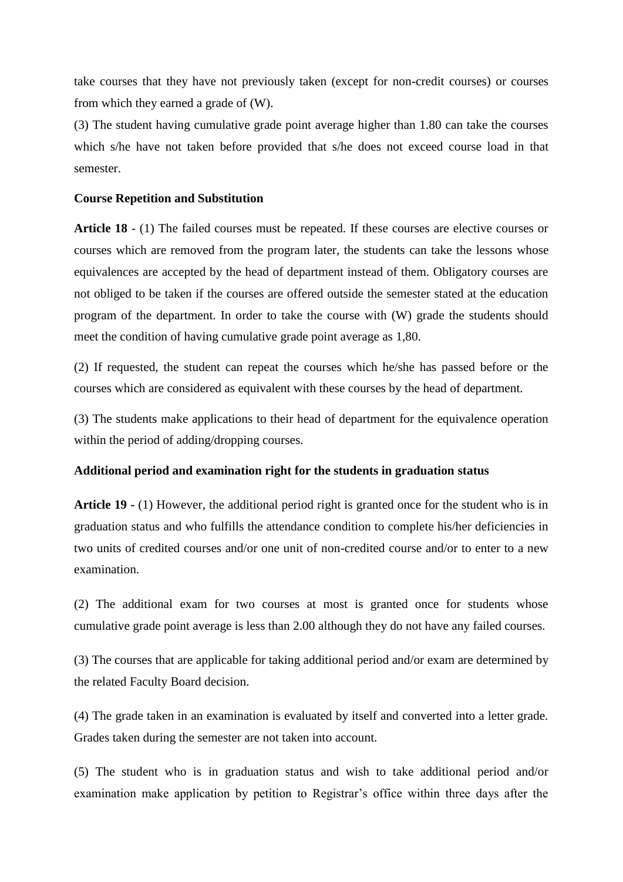take courses that they have not previously taken (except for non-credit courses) or courses from which they earned a grade of (W).

(3) The student having cumulative grade point average higher than 1.80 can take the courses which s/he have not taken before provided that s/he does not exceed course load in that semester.

**Course Repetition and Substitution**

**Article 18** - (1) The failed courses must be repeated. If these courses are elective courses or courses which are removed from the program later, the students can take the lessons whose equivalences are accepted by the head of department instead of them. Obligatory courses are not obliged to be taken if the courses are offered outside the semester stated at the education program of the department. In order to take the course with (W) grade the students should meet the condition of having cumulative grade point average as 1,80.

(2) If requested, the student can repeat the courses which he/she has passed before or the courses which are considered as equivalent with these courses by the head of department.

(3) The students make applications to their head of department for the equivalence operation within the period of adding/dropping courses.

**Additional period and examination right for the students in graduation status**

**Article 19 -** (1) However, the additional period right is granted once for the student who is in graduation status and who fulfills the attendance condition to complete his/her deficiencies in two units of credited courses and/or one unit of non-credited course and/or to enter to a new examination.

(2) The additional exam for two courses at most is granted once for students whose cumulative grade point average is less than 2.00 although they do not have any failed courses.

(3) The courses that are applicable for taking additional period and/or exam are determined by the related Faculty Board decision.

(4) The grade taken in an examination is evaluated by itself and converted into a letter grade. Grades taken during the semester are not taken into account.

(5) The student who is in graduation status and wish to take additional period and/or examination make application by petition to Registrar's office within three days after the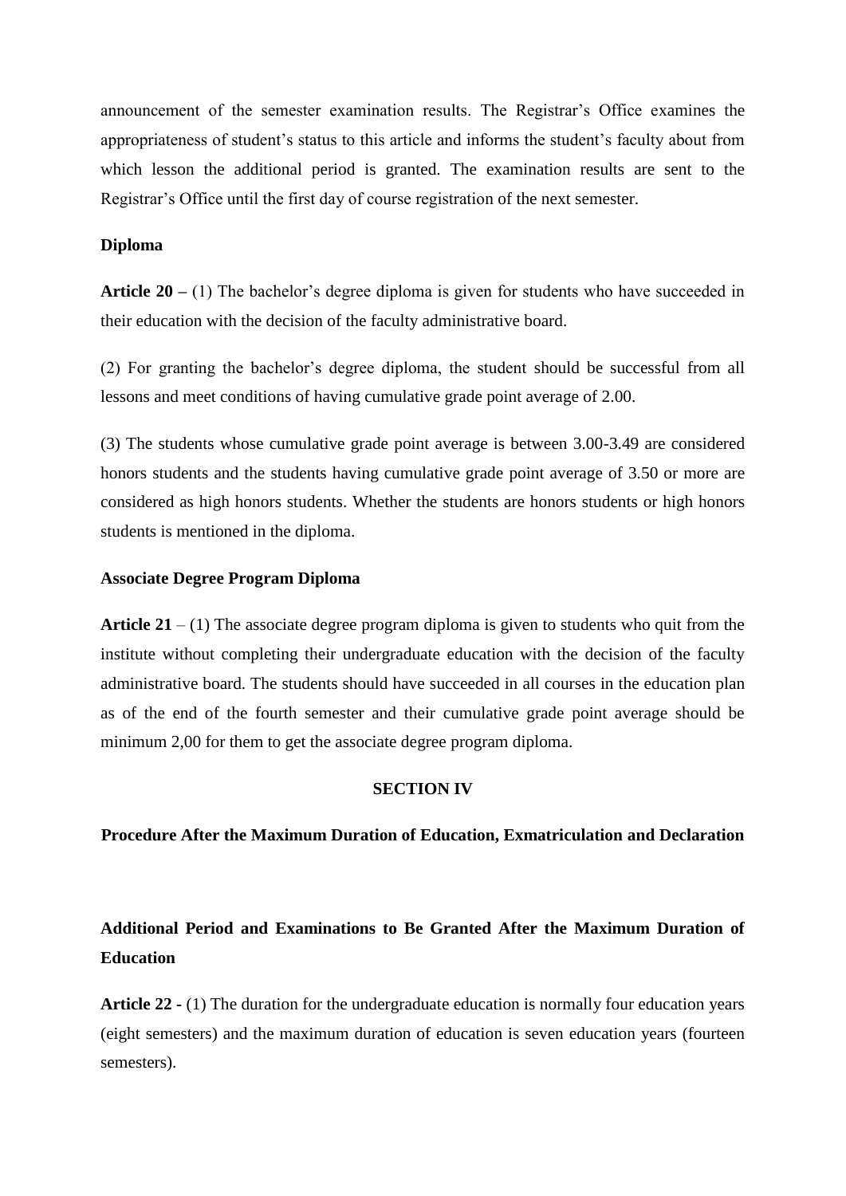announcement of the semester examination results. The Registrar's Office examines the appropriateness of student's status to this article and informs the student's faculty about from which lesson the additional period is granted. The examination results are sent to the Registrar's Office until the first day of course registration of the next semester.

**Diploma**

**Article 20 –** (1) The bachelor's degree diploma is given for students who have succeeded in their education with the decision of the faculty administrative board.

(2) For granting the bachelor's degree diploma, the student should be successful from all lessons and meet conditions of having cumulative grade point average of 2.00.

(3) The students whose cumulative grade point average is between 3.00-3.49 are considered honors students and the students having cumulative grade point average of 3.50 or more are considered as high honors students. Whether the students are honors students or high honors students is mentioned in the diploma.

**Associate Degree Program Diploma**

**Article 21** – (1) The associate degree program diploma is given to students who quit from the institute without completing their undergraduate education with the decision of the faculty administrative board. The students should have succeeded in all courses in the education plan as of the end of the fourth semester and their cumulative grade point average should be minimum 2,00 for them to get the associate degree program diploma.

## SECTION IV

## Procedure After the Maximum Duration of Education, Exmatriculation and Declaration

### Additional Period and Examinations to Be Granted After the Maximum Duration of Education

**Article 22 -** (1) The duration for the undergraduate education is normally four education years (eight semesters) and the maximum duration of education is seven education years (fourteen semesters).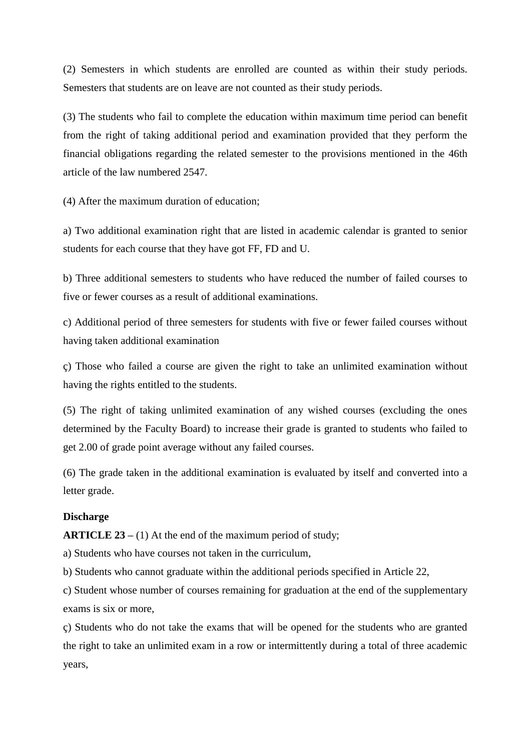(2) Semesters in which students are enrolled are counted as within their study periods. Semesters that students are on leave are not counted as their study periods.

(3) The students who fail to complete the education within maximum time period can benefit from the right of taking additional period and examination provided that they perform the financial obligations regarding the related semester to the provisions mentioned in the 46th article of the law numbered 2547.

(4) After the maximum duration of education;

a) Two additional examination right that are listed in academic calendar is granted to senior students for each course that they have got FF, FD and U.

b) Three additional semesters to students who have reduced the number of failed courses to five or fewer courses as a result of additional examinations.

c) Additional period of three semesters for students with five or fewer failed courses without having taken additional examination

ç) Those who failed a course are given the right to take an unlimited examination without having the rights entitled to the students.

(5) The right of taking unlimited examination of any wished courses (excluding the ones determined by the Faculty Board) to increase their grade is granted to students who failed to get 2.00 of grade point average without any failed courses.

(6) The grade taken in the additional examination is evaluated by itself and converted into a letter grade.

**Discharge**

**ARTICLE 23 –** (1) At the end of the maximum period of study;

a) Students who have courses not taken in the curriculum,

b) Students who cannot graduate within the additional periods specified in Article 22,

c) Student whose number of courses remaining for graduation at the end of the supplementary exams is six or more,

ç) Students who do not take the exams that will be opened for the students who are granted the right to take an unlimited exam in a row or intermittently during a total of three academic years,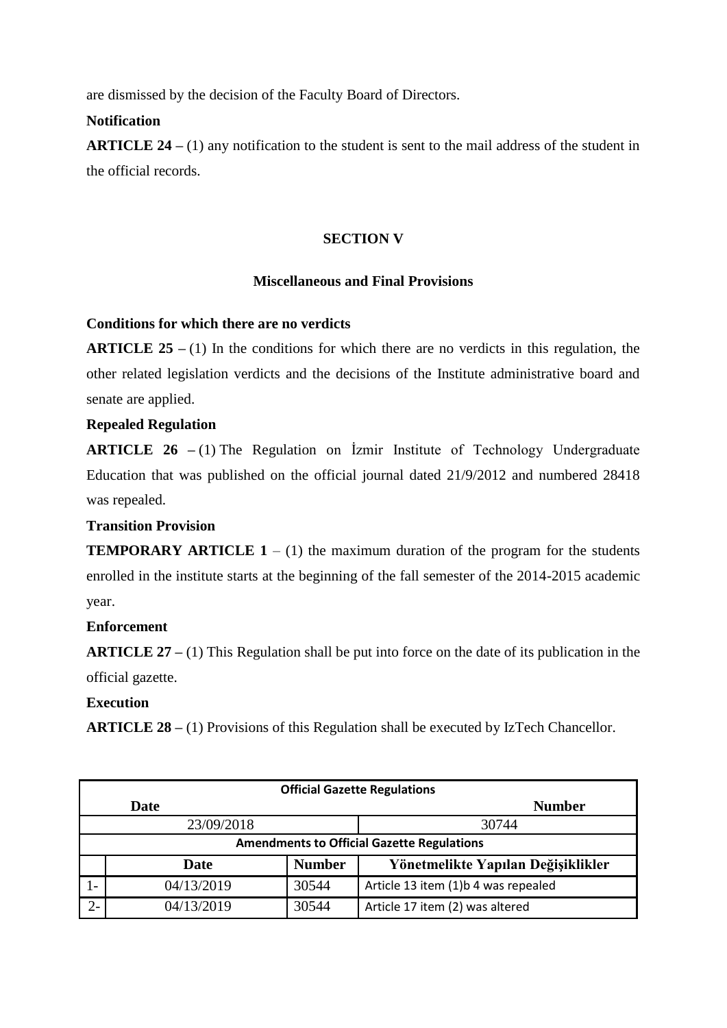are dismissed by the decision of the Faculty Board of Directors.

**Notification**

**ARTICLE 24 –** (1) any notification to the student is sent to the mail address of the student in the official records.

## SECTION V

## Miscellaneous and Final Provisions

**Conditions for which there are no verdicts**

**ARTICLE 25 –** (1) In the conditions for which there are no verdicts in this regulation, the other related legislation verdicts and the decisions of the Institute administrative board and senate are applied.

**Repealed Regulation**

**ARTICLE 26 –** (1) The Regulation on İzmir Institute of Technology Undergraduate Education that was published on the official journal dated 21/9/2012 and numbered 28418 was repealed.

**Transition Provision**

**TEMPORARY ARTICLE 1** – (1) the maximum duration of the program for the students enrolled in the institute starts at the beginning of the fall semester of the 2014-2015 academic year.

**Enforcement**

**ARTICLE 27 –** (1) This Regulation shall be put into force on the date of its publication in the official gazette.

**Execution**

**ARTICLE 28 –** (1) Provisions of this Regulation shall be executed by IzTech Chancellor.

| Official Gazette Regulations | | | |
|---|---|---|---|
| | **Date** | | **Number** |
| | 23/09/2018 | | 30744 |
| **Amendments to Official Gazette Regulations** | | | |
| | **Date** | **Number** | **Yönetmelikte Yapılan Değişiklikler** |
| 1- | 04/13/2019 | 30544 | Article 13 item (1)b 4 was repealed |
| 2- | 04/13/2019 | 30544 | Article 17 item (2) was altered |